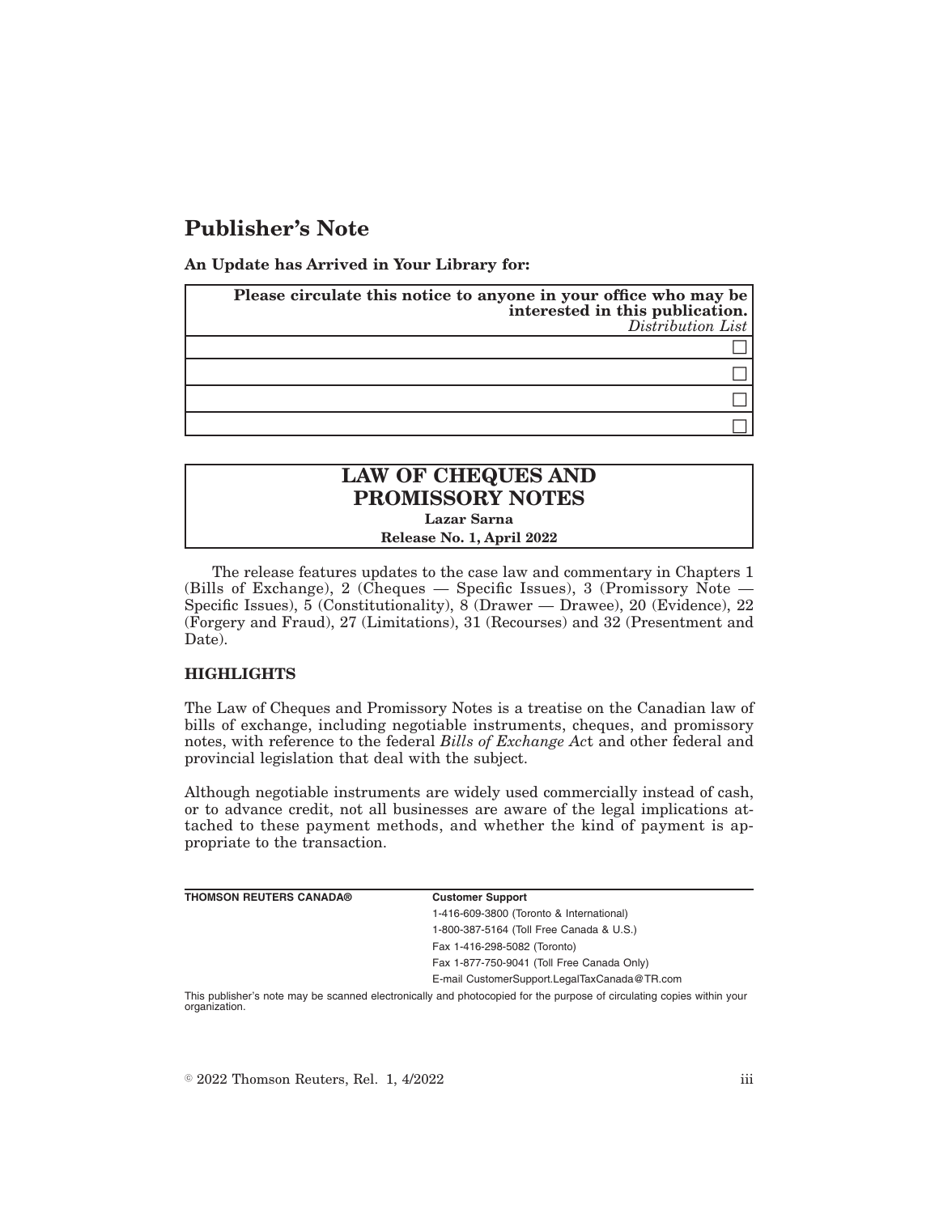# Publisher's Note

**An Update has Arrived in Your Library for:**

| **Please circulate this notice to anyone in your office who may be interested in this publication.** *Distribution List* |
|---|
| ☐ |
| ☐ |
| ☐ |
| ☐ |

## LAW OF CHEQUES AND PROMISSORY NOTES

**Lazar Sarna**

**Release No. 1, April 2022**

The release features updates to the case law and commentary in Chapters 1 (Bills of Exchange), 2 (Cheques — Specific Issues), 3 (Promissory Note — Specific Issues), 5 (Constitutionality), 8 (Drawer — Drawee), 20 (Evidence), 22 (Forgery and Fraud), 27 (Limitations), 31 (Recourses) and 32 (Presentment and Date).

### HIGHLIGHTS

The Law of Cheques and Promissory Notes is a treatise on the Canadian law of bills of exchange, including negotiable instruments, cheques, and promissory notes, with reference to the federal *Bills of Exchange Ac*t and other federal and provincial legislation that deal with the subject.

Although negotiable instruments are widely used commercially instead of cash, or to advance credit, not all businesses are aware of the legal implications attached to these payment methods, and whether the kind of payment is appropriate to the transaction.

**THOMSON REUTERS CANADA®**

**Customer Support**

1-416-609-3800 (Toronto & International)

1-800-387-5164 (Toll Free Canada & U.S.)

Fax 1-416-298-5082 (Toronto)

Fax 1-877-750-9041 (Toll Free Canada Only)

E-mail CustomerSupport.LegalTaxCanada@TR.com

This publisher's note may be scanned electronically and photocopied for the purpose of circulating copies within your organization.

© 2022 Thomson Reuters, Rel. 1, 4/2022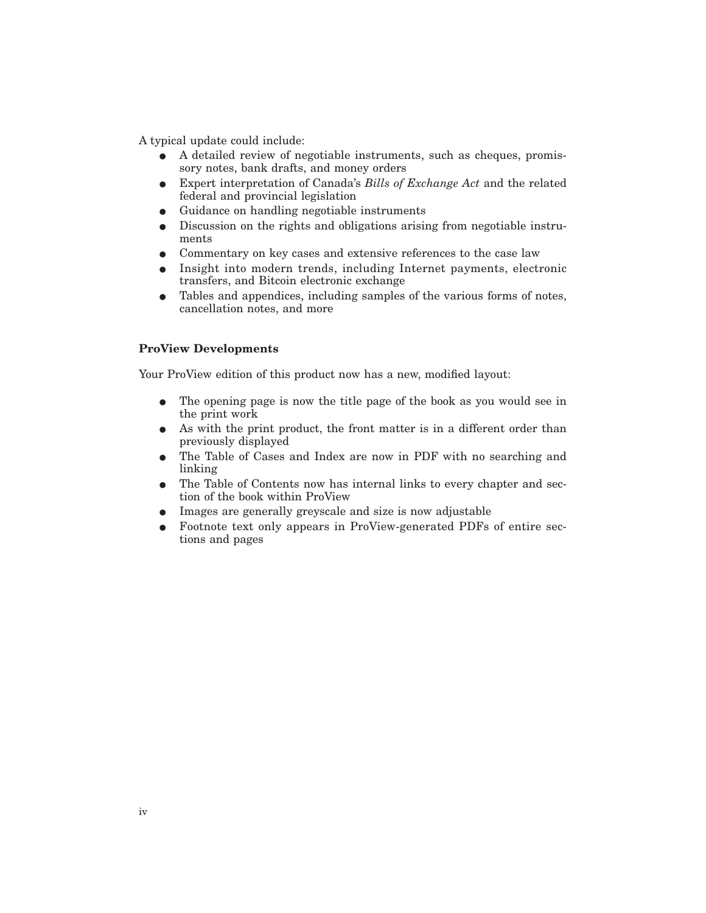A typical update could include:

- A detailed review of negotiable instruments, such as cheques, promissory notes, bank drafts, and money orders
- Expert interpretation of Canada's *Bills of Exchange Act* and the related federal and provincial legislation
- Guidance on handling negotiable instruments
- Discussion on the rights and obligations arising from negotiable instruments
- Commentary on key cases and extensive references to the case law
- Insight into modern trends, including Internet payments, electronic transfers, and Bitcoin electronic exchange
- Tables and appendices, including samples of the various forms of notes, cancellation notes, and more

**ProView Developments**

Your ProView edition of this product now has a new, modified layout:

- The opening page is now the title page of the book as you would see in the print work
- As with the print product, the front matter is in a different order than previously displayed
- The Table of Cases and Index are now in PDF with no searching and linking
- The Table of Contents now has internal links to every chapter and section of the book within ProView
- Images are generally greyscale and size is now adjustable
- Footnote text only appears in ProView-generated PDFs of entire sections and pages